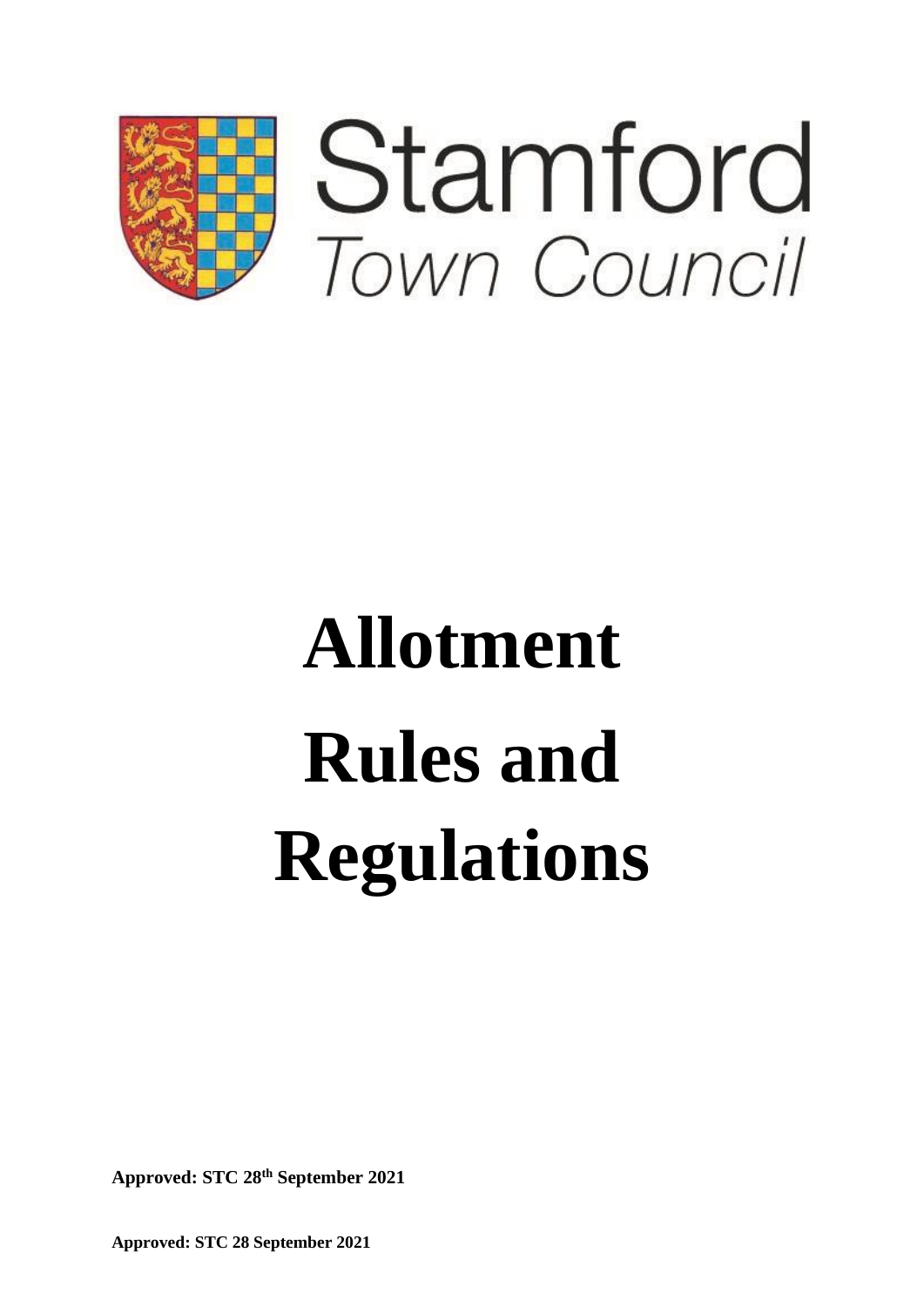Stamford
*Town Council*

# Allotment Rules and Regulations

**Approved: STC 28th September 2021**

**Approved: STC 28 September 2021**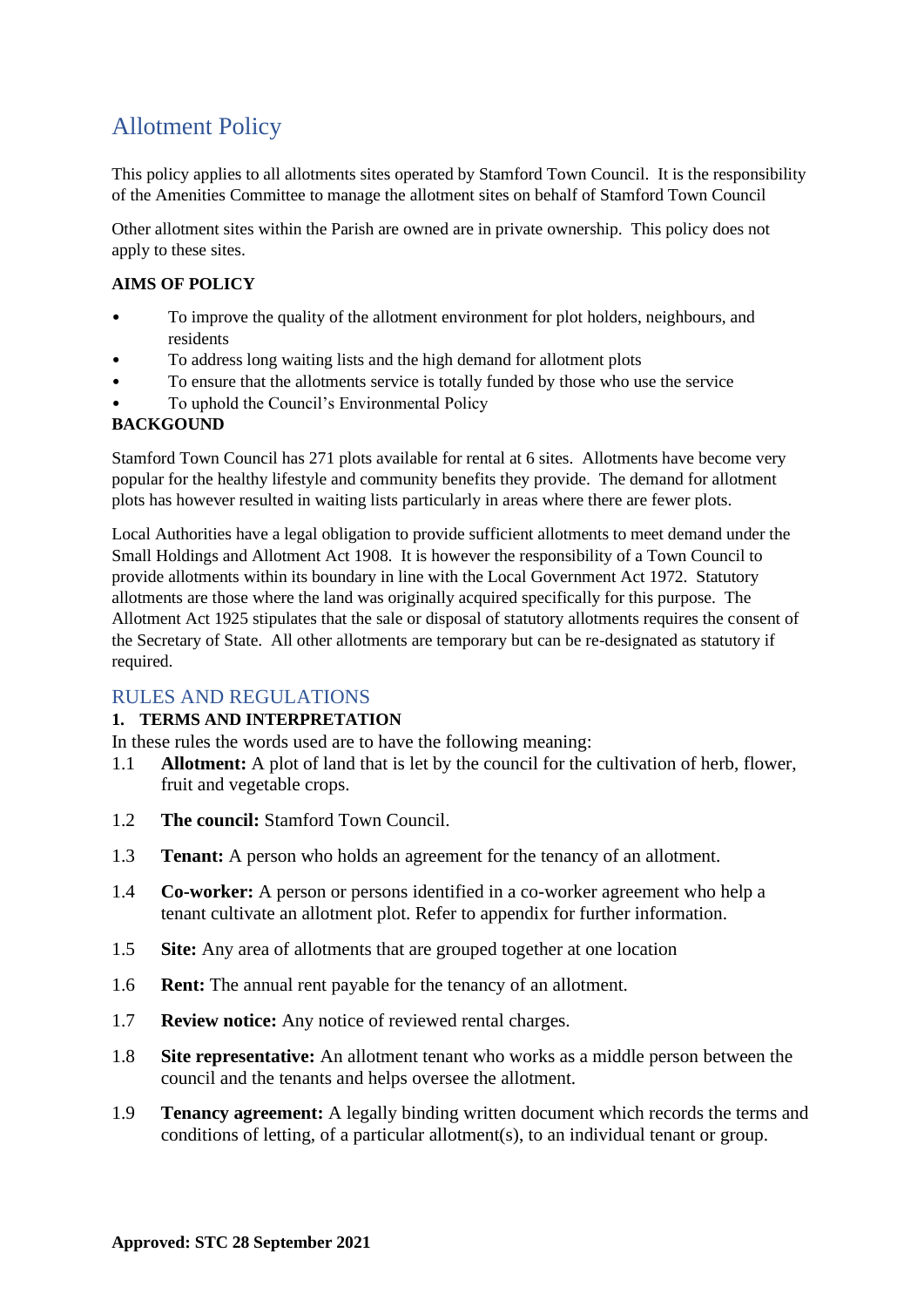# Allotment Policy

This policy applies to all allotments sites operated by Stamford Town Council. It is the responsibility of the Amenities Committee to manage the allotment sites on behalf of Stamford Town Council

Other allotment sites within the Parish are owned are in private ownership. This policy does not apply to these sites.

**AIMS OF POLICY**

- To improve the quality of the allotment environment for plot holders, neighbours, and residents
- To address long waiting lists and the high demand for allotment plots
- To ensure that the allotments service is totally funded by those who use the service
- To uphold the Council's Environmental Policy

**BACKGOUND**

Stamford Town Council has 271 plots available for rental at 6 sites. Allotments have become very popular for the healthy lifestyle and community benefits they provide. The demand for allotment plots has however resulted in waiting lists particularly in areas where there are fewer plots.

Local Authorities have a legal obligation to provide sufficient allotments to meet demand under the Small Holdings and Allotment Act 1908. It is however the responsibility of a Town Council to provide allotments within its boundary in line with the Local Government Act 1972. Statutory allotments are those where the land was originally acquired specifically for this purpose. The Allotment Act 1925 stipulates that the sale or disposal of statutory allotments requires the consent of the Secretary of State. All other allotments are temporary but can be re-designated as statutory if required.

## RULES AND REGULATIONS

**1. TERMS AND INTERPRETATION**

In these rules the words used are to have the following meaning:

1.1 **Allotment:** A plot of land that is let by the council for the cultivation of herb, flower, fruit and vegetable crops.

1.2 **The council:** Stamford Town Council.

1.3 **Tenant:** A person who holds an agreement for the tenancy of an allotment.

1.4 **Co-worker:** A person or persons identified in a co-worker agreement who help a tenant cultivate an allotment plot. Refer to appendix for further information.

1.5 **Site:** Any area of allotments that are grouped together at one location

1.6 **Rent:** The annual rent payable for the tenancy of an allotment.

1.7 **Review notice:** Any notice of reviewed rental charges.

1.8 **Site representative:** An allotment tenant who works as a middle person between the council and the tenants and helps oversee the allotment.

1.9 **Tenancy agreement:** A legally binding written document which records the terms and conditions of letting, of a particular allotment(s), to an individual tenant or group.

**Approved: STC 28 September 2021**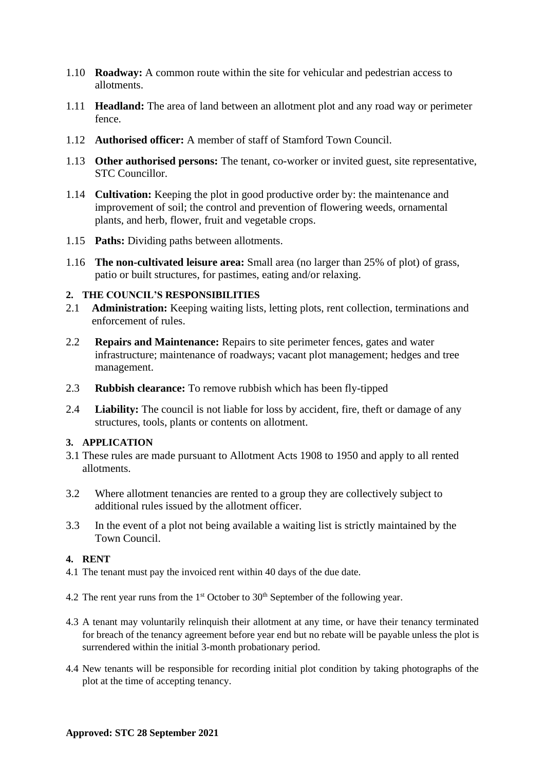1.10 **Roadway:** A common route within the site for vehicular and pedestrian access to allotments.

1.11 **Headland:** The area of land between an allotment plot and any road way or perimeter fence.

1.12 **Authorised officer:** A member of staff of Stamford Town Council.

1.13 **Other authorised persons:** The tenant, co-worker or invited guest, site representative, STC Councillor.

1.14 **Cultivation:** Keeping the plot in good productive order by: the maintenance and improvement of soil; the control and prevention of flowering weeds, ornamental plants, and herb, flower, fruit and vegetable crops.

1.15 **Paths:** Dividing paths between allotments.

1.16 **The non-cultivated leisure area:** Small area (no larger than 25% of plot) of grass, patio or built structures, for pastimes, eating and/or relaxing.

## 2. THE COUNCIL'S RESPONSIBILITIES

2.1 **Administration:** Keeping waiting lists, letting plots, rent collection, terminations and enforcement of rules.

2.2 **Repairs and Maintenance:** Repairs to site perimeter fences, gates and water infrastructure; maintenance of roadways; vacant plot management; hedges and tree management.

2.3 **Rubbish clearance:** To remove rubbish which has been fly-tipped

2.4 **Liability:** The council is not liable for loss by accident, fire, theft or damage of any structures, tools, plants or contents on allotment.

## 3. APPLICATION

3.1 These rules are made pursuant to Allotment Acts 1908 to 1950 and apply to all rented allotments.

3.2 Where allotment tenancies are rented to a group they are collectively subject to additional rules issued by the allotment officer.

3.3 In the event of a plot not being available a waiting list is strictly maintained by the Town Council.

## 4. RENT

4.1 The tenant must pay the invoiced rent within 40 days of the due date.

4.2 The rent year runs from the 1st October to 30th September of the following year.

4.3 A tenant may voluntarily relinquish their allotment at any time, or have their tenancy terminated for breach of the tenancy agreement before year end but no rebate will be payable unless the plot is surrendered within the initial 3-month probationary period.

4.4 New tenants will be responsible for recording initial plot condition by taking photographs of the plot at the time of accepting tenancy.

**Approved: STC 28 September 2021**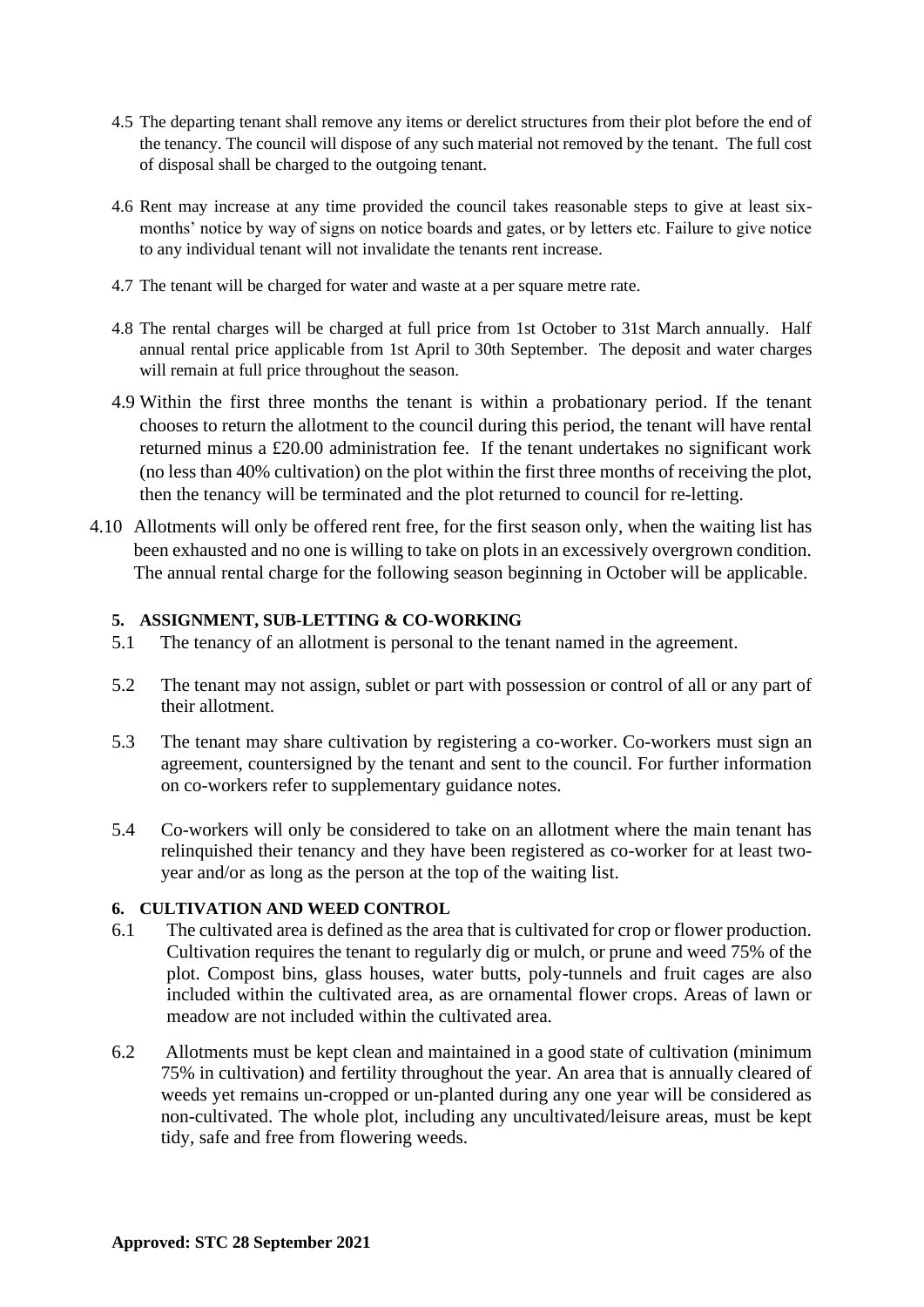4.5 The departing tenant shall remove any items or derelict structures from their plot before the end of the tenancy. The council will dispose of any such material not removed by the tenant. The full cost of disposal shall be charged to the outgoing tenant.

4.6 Rent may increase at any time provided the council takes reasonable steps to give at least six-months' notice by way of signs on notice boards and gates, or by letters etc. Failure to give notice to any individual tenant will not invalidate the tenants rent increase.

4.7 The tenant will be charged for water and waste at a per square metre rate.

4.8 The rental charges will be charged at full price from 1st October to 31st March annually. Half annual rental price applicable from 1st April to 30th September. The deposit and water charges will remain at full price throughout the season.

4.9 Within the first three months the tenant is within a probationary period. If the tenant chooses to return the allotment to the council during this period, the tenant will have rental returned minus a £20.00 administration fee. If the tenant undertakes no significant work (no less than 40% cultivation) on the plot within the first three months of receiving the plot, then the tenancy will be terminated and the plot returned to council for re-letting.

4.10 Allotments will only be offered rent free, for the first season only, when the waiting list has been exhausted and no one is willing to take on plots in an excessively overgrown condition. The annual rental charge for the following season beginning in October will be applicable.

### 5. ASSIGNMENT, SUB-LETTING & CO-WORKING

5.1 The tenancy of an allotment is personal to the tenant named in the agreement.

5.2 The tenant may not assign, sublet or part with possession or control of all or any part of their allotment.

5.3 The tenant may share cultivation by registering a co-worker. Co-workers must sign an agreement, countersigned by the tenant and sent to the council. For further information on co-workers refer to supplementary guidance notes.

5.4 Co-workers will only be considered to take on an allotment where the main tenant has relinquished their tenancy and they have been registered as co-worker for at least two-year and/or as long as the person at the top of the waiting list.

### 6. CULTIVATION AND WEED CONTROL

6.1 The cultivated area is defined as the area that is cultivated for crop or flower production. Cultivation requires the tenant to regularly dig or mulch, or prune and weed 75% of the plot. Compost bins, glass houses, water butts, poly-tunnels and fruit cages are also included within the cultivated area, as are ornamental flower crops. Areas of lawn or meadow are not included within the cultivated area.

6.2 Allotments must be kept clean and maintained in a good state of cultivation (minimum 75% in cultivation) and fertility throughout the year. An area that is annually cleared of weeds yet remains un-cropped or un-planted during any one year will be considered as non-cultivated. The whole plot, including any uncultivated/leisure areas, must be kept tidy, safe and free from flowering weeds.

**Approved: STC 28 September 2021**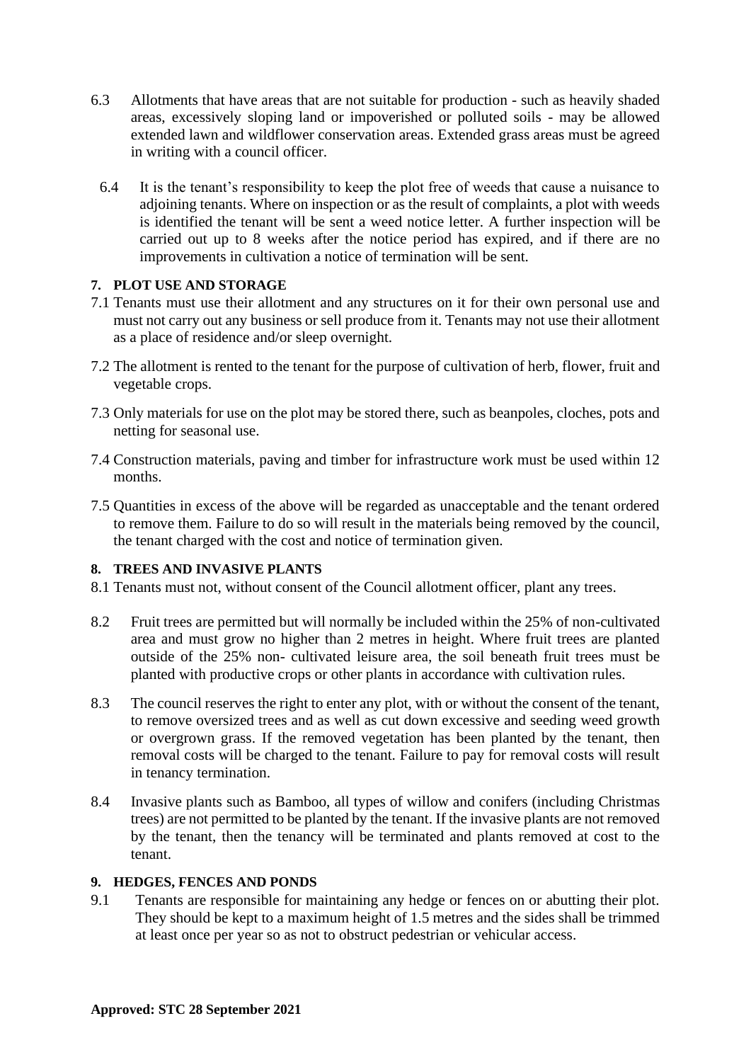6.3 Allotments that have areas that are not suitable for production - such as heavily shaded areas, excessively sloping land or impoverished or polluted soils - may be allowed extended lawn and wildflower conservation areas. Extended grass areas must be agreed in writing with a council officer.

6.4 It is the tenant's responsibility to keep the plot free of weeds that cause a nuisance to adjoining tenants. Where on inspection or as the result of complaints, a plot with weeds is identified the tenant will be sent a weed notice letter. A further inspection will be carried out up to 8 weeks after the notice period has expired, and if there are no improvements in cultivation a notice of termination will be sent.

**7. PLOT USE AND STORAGE**

7.1 Tenants must use their allotment and any structures on it for their own personal use and must not carry out any business or sell produce from it. Tenants may not use their allotment as a place of residence and/or sleep overnight.

7.2 The allotment is rented to the tenant for the purpose of cultivation of herb, flower, fruit and vegetable crops.

7.3 Only materials for use on the plot may be stored there, such as beanpoles, cloches, pots and netting for seasonal use.

7.4 Construction materials, paving and timber for infrastructure work must be used within 12 months.

7.5 Quantities in excess of the above will be regarded as unacceptable and the tenant ordered to remove them. Failure to do so will result in the materials being removed by the council, the tenant charged with the cost and notice of termination given.

**8. TREES AND INVASIVE PLANTS**

8.1 Tenants must not, without consent of the Council allotment officer, plant any trees.

8.2 Fruit trees are permitted but will normally be included within the 25% of non-cultivated area and must grow no higher than 2 metres in height. Where fruit trees are planted outside of the 25% non- cultivated leisure area, the soil beneath fruit trees must be planted with productive crops or other plants in accordance with cultivation rules.

8.3 The council reserves the right to enter any plot, with or without the consent of the tenant, to remove oversized trees and as well as cut down excessive and seeding weed growth or overgrown grass. If the removed vegetation has been planted by the tenant, then removal costs will be charged to the tenant. Failure to pay for removal costs will result in tenancy termination.

8.4 Invasive plants such as Bamboo, all types of willow and conifers (including Christmas trees) are not permitted to be planted by the tenant. If the invasive plants are not removed by the tenant, then the tenancy will be terminated and plants removed at cost to the tenant.

**9. HEDGES, FENCES AND PONDS**

9.1 Tenants are responsible for maintaining any hedge or fences on or abutting their plot. They should be kept to a maximum height of 1.5 metres and the sides shall be trimmed at least once per year so as not to obstruct pedestrian or vehicular access.

**Approved: STC 28 September 2021**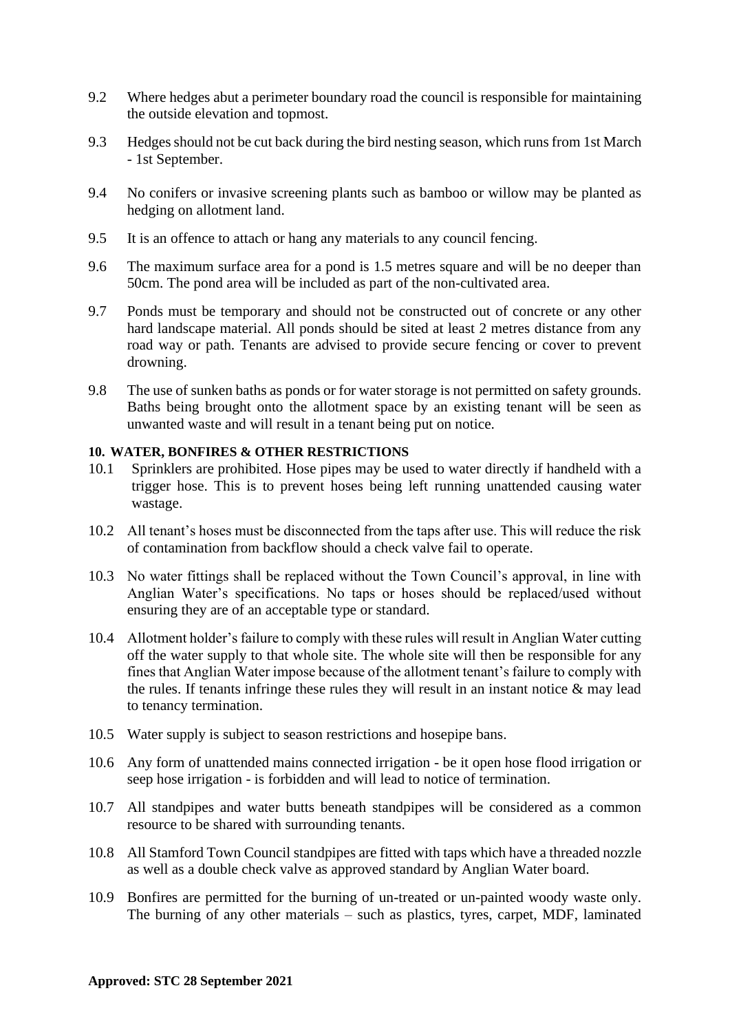9.2 Where hedges abut a perimeter boundary road the council is responsible for maintaining the outside elevation and topmost.

9.3 Hedges should not be cut back during the bird nesting season, which runs from 1st March - 1st September.

9.4 No conifers or invasive screening plants such as bamboo or willow may be planted as hedging on allotment land.

9.5 It is an offence to attach or hang any materials to any council fencing.

9.6 The maximum surface area for a pond is 1.5 metres square and will be no deeper than 50cm. The pond area will be included as part of the non-cultivated area.

9.7 Ponds must be temporary and should not be constructed out of concrete or any other hard landscape material. All ponds should be sited at least 2 metres distance from any road way or path. Tenants are advised to provide secure fencing or cover to prevent drowning.

9.8 The use of sunken baths as ponds or for water storage is not permitted on safety grounds. Baths being brought onto the allotment space by an existing tenant will be seen as unwanted waste and will result in a tenant being put on notice.

**10. WATER, BONFIRES & OTHER RESTRICTIONS**

10.1 Sprinklers are prohibited. Hose pipes may be used to water directly if handheld with a trigger hose. This is to prevent hoses being left running unattended causing water wastage.

10.2 All tenant's hoses must be disconnected from the taps after use. This will reduce the risk of contamination from backflow should a check valve fail to operate.

10.3 No water fittings shall be replaced without the Town Council's approval, in line with Anglian Water's specifications. No taps or hoses should be replaced/used without ensuring they are of an acceptable type or standard.

10.4 Allotment holder's failure to comply with these rules will result in Anglian Water cutting off the water supply to that whole site. The whole site will then be responsible for any fines that Anglian Water impose because of the allotment tenant's failure to comply with the rules. If tenants infringe these rules they will result in an instant notice & may lead to tenancy termination.

10.5 Water supply is subject to season restrictions and hosepipe bans.

10.6 Any form of unattended mains connected irrigation - be it open hose flood irrigation or seep hose irrigation - is forbidden and will lead to notice of termination.

10.7 All standpipes and water butts beneath standpipes will be considered as a common resource to be shared with surrounding tenants.

10.8 All Stamford Town Council standpipes are fitted with taps which have a threaded nozzle as well as a double check valve as approved standard by Anglian Water board.

10.9 Bonfires are permitted for the burning of un-treated or un-painted woody waste only. The burning of any other materials – such as plastics, tyres, carpet, MDF, laminated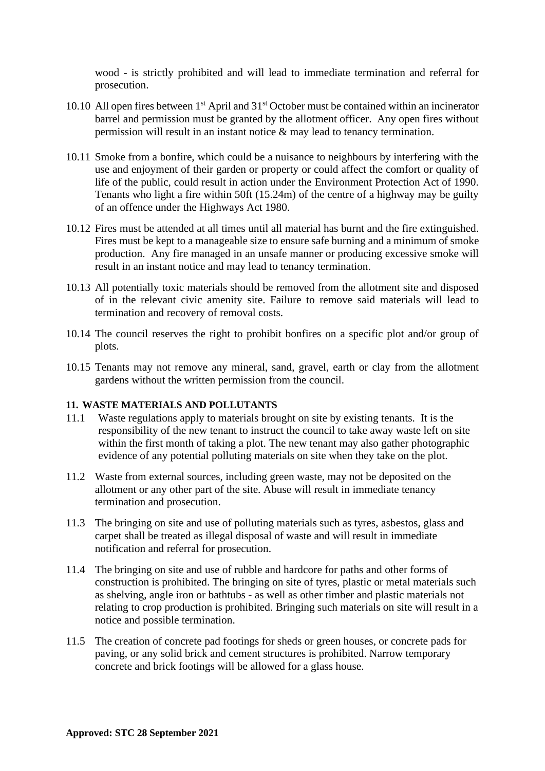wood - is strictly prohibited and will lead to immediate termination and referral for prosecution.

10.10 All open fires between 1st April and 31st October must be contained within an incinerator barrel and permission must be granted by the allotment officer. Any open fires without permission will result in an instant notice & may lead to tenancy termination.

10.11 Smoke from a bonfire, which could be a nuisance to neighbours by interfering with the use and enjoyment of their garden or property or could affect the comfort or quality of life of the public, could result in action under the Environment Protection Act of 1990. Tenants who light a fire within 50ft (15.24m) of the centre of a highway may be guilty of an offence under the Highways Act 1980.

10.12 Fires must be attended at all times until all material has burnt and the fire extinguished. Fires must be kept to a manageable size to ensure safe burning and a minimum of smoke production. Any fire managed in an unsafe manner or producing excessive smoke will result in an instant notice and may lead to tenancy termination.

10.13 All potentially toxic materials should be removed from the allotment site and disposed of in the relevant civic amenity site. Failure to remove said materials will lead to termination and recovery of removal costs.

10.14 The council reserves the right to prohibit bonfires on a specific plot and/or group of plots.

10.15 Tenants may not remove any mineral, sand, gravel, earth or clay from the allotment gardens without the written permission from the council.

**11. WASTE MATERIALS AND POLLUTANTS**

11.1 Waste regulations apply to materials brought on site by existing tenants. It is the responsibility of the new tenant to instruct the council to take away waste left on site within the first month of taking a plot. The new tenant may also gather photographic evidence of any potential polluting materials on site when they take on the plot.

11.2 Waste from external sources, including green waste, may not be deposited on the allotment or any other part of the site. Abuse will result in immediate tenancy termination and prosecution.

11.3 The bringing on site and use of polluting materials such as tyres, asbestos, glass and carpet shall be treated as illegal disposal of waste and will result in immediate notification and referral for prosecution.

11.4 The bringing on site and use of rubble and hardcore for paths and other forms of construction is prohibited. The bringing on site of tyres, plastic or metal materials such as shelving, angle iron or bathtubs - as well as other timber and plastic materials not relating to crop production is prohibited. Bringing such materials on site will result in a notice and possible termination.

11.5 The creation of concrete pad footings for sheds or green houses, or concrete pads for paving, or any solid brick and cement structures is prohibited. Narrow temporary concrete and brick footings will be allowed for a glass house.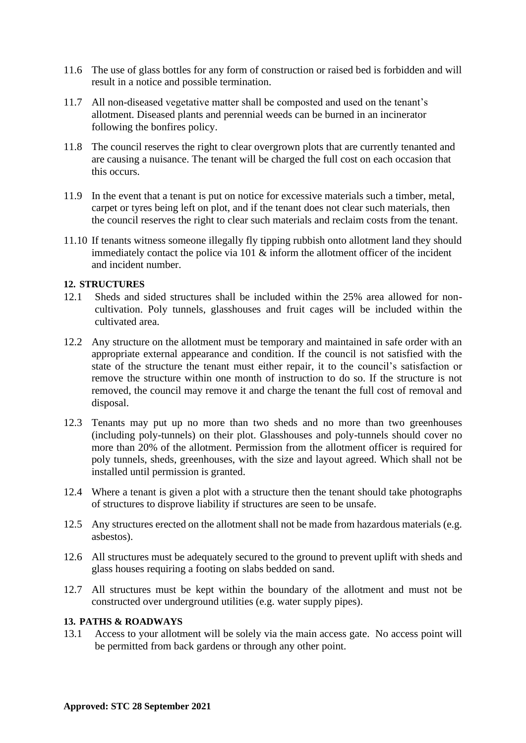11.6 The use of glass bottles for any form of construction or raised bed is forbidden and will result in a notice and possible termination.

11.7 All non-diseased vegetative matter shall be composted and used on the tenant's allotment. Diseased plants and perennial weeds can be burned in an incinerator following the bonfires policy.

11.8 The council reserves the right to clear overgrown plots that are currently tenanted and are causing a nuisance. The tenant will be charged the full cost on each occasion that this occurs.

11.9 In the event that a tenant is put on notice for excessive materials such a timber, metal, carpet or tyres being left on plot, and if the tenant does not clear such materials, then the council reserves the right to clear such materials and reclaim costs from the tenant.

11.10 If tenants witness someone illegally fly tipping rubbish onto allotment land they should immediately contact the police via 101 & inform the allotment officer of the incident and incident number.

**12. STRUCTURES**

12.1 Sheds and sided structures shall be included within the 25% area allowed for non-cultivation. Poly tunnels, glasshouses and fruit cages will be included within the cultivated area.

12.2 Any structure on the allotment must be temporary and maintained in safe order with an appropriate external appearance and condition. If the council is not satisfied with the state of the structure the tenant must either repair, it to the council's satisfaction or remove the structure within one month of instruction to do so. If the structure is not removed, the council may remove it and charge the tenant the full cost of removal and disposal.

12.3 Tenants may put up no more than two sheds and no more than two greenhouses (including poly-tunnels) on their plot. Glasshouses and poly-tunnels should cover no more than 20% of the allotment. Permission from the allotment officer is required for poly tunnels, sheds, greenhouses, with the size and layout agreed. Which shall not be installed until permission is granted.

12.4 Where a tenant is given a plot with a structure then the tenant should take photographs of structures to disprove liability if structures are seen to be unsafe.

12.5 Any structures erected on the allotment shall not be made from hazardous materials (e.g. asbestos).

12.6 All structures must be adequately secured to the ground to prevent uplift with sheds and glass houses requiring a footing on slabs bedded on sand.

12.7 All structures must be kept within the boundary of the allotment and must not be constructed over underground utilities (e.g. water supply pipes).

**13. PATHS & ROADWAYS**

13.1 Access to your allotment will be solely via the main access gate. No access point will be permitted from back gardens or through any other point.

**Approved: STC 28 September 2021**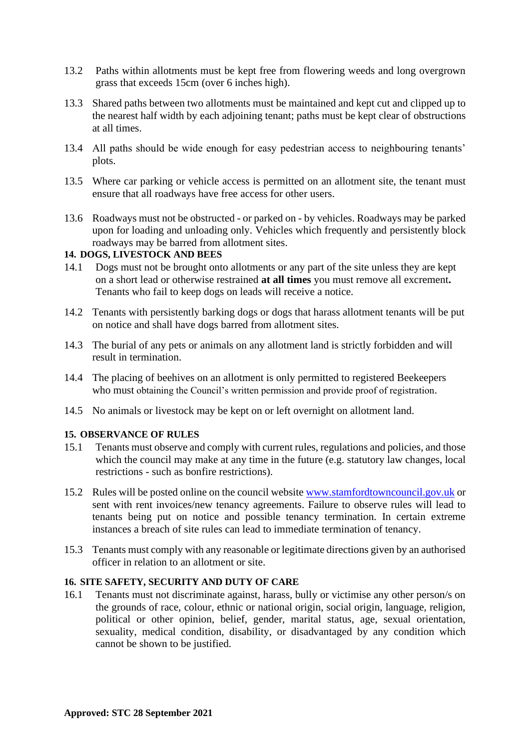13.2 Paths within allotments must be kept free from flowering weeds and long overgrown grass that exceeds 15cm (over 6 inches high).

13.3 Shared paths between two allotments must be maintained and kept cut and clipped up to the nearest half width by each adjoining tenant; paths must be kept clear of obstructions at all times.

13.4 All paths should be wide enough for easy pedestrian access to neighbouring tenants' plots.

13.5 Where car parking or vehicle access is permitted on an allotment site, the tenant must ensure that all roadways have free access for other users.

13.6 Roadways must not be obstructed - or parked on - by vehicles. Roadways may be parked upon for loading and unloading only. Vehicles which frequently and persistently block roadways may be barred from allotment sites.

### 14. DOGS, LIVESTOCK AND BEES

14.1 Dogs must not be brought onto allotments or any part of the site unless they are kept on a short lead or otherwise restrained **at all times** you must remove all excrement**.** Tenants who fail to keep dogs on leads will receive a notice.

14.2 Tenants with persistently barking dogs or dogs that harass allotment tenants will be put on notice and shall have dogs barred from allotment sites.

14.3 The burial of any pets or animals on any allotment land is strictly forbidden and will result in termination.

14.4 The placing of beehives on an allotment is only permitted to registered Beekeepers who must obtaining the Council's written permission and provide proof of registration.

14.5 No animals or livestock may be kept on or left overnight on allotment land.

### 15. OBSERVANCE OF RULES

15.1 Tenants must observe and comply with current rules, regulations and policies, and those which the council may make at any time in the future (e.g. statutory law changes, local restrictions - such as bonfire restrictions).

15.2 Rules will be posted online on the council website [www.stamfordtowncouncil.gov.uk](http://www.stamfordtowncouncil.gov.uk) or sent with rent invoices/new tenancy agreements. Failure to observe rules will lead to tenants being put on notice and possible tenancy termination. In certain extreme instances a breach of site rules can lead to immediate termination of tenancy.

15.3 Tenants must comply with any reasonable or legitimate directions given by an authorised officer in relation to an allotment or site.

### 16. SITE SAFETY, SECURITY AND DUTY OF CARE

16.1 Tenants must not discriminate against, harass, bully or victimise any other person/s on the grounds of race, colour, ethnic or national origin, social origin, language, religion, political or other opinion, belief, gender, marital status, age, sexual orientation, sexuality, medical condition, disability, or disadvantaged by any condition which cannot be shown to be justified.

**Approved: STC 28 September 2021**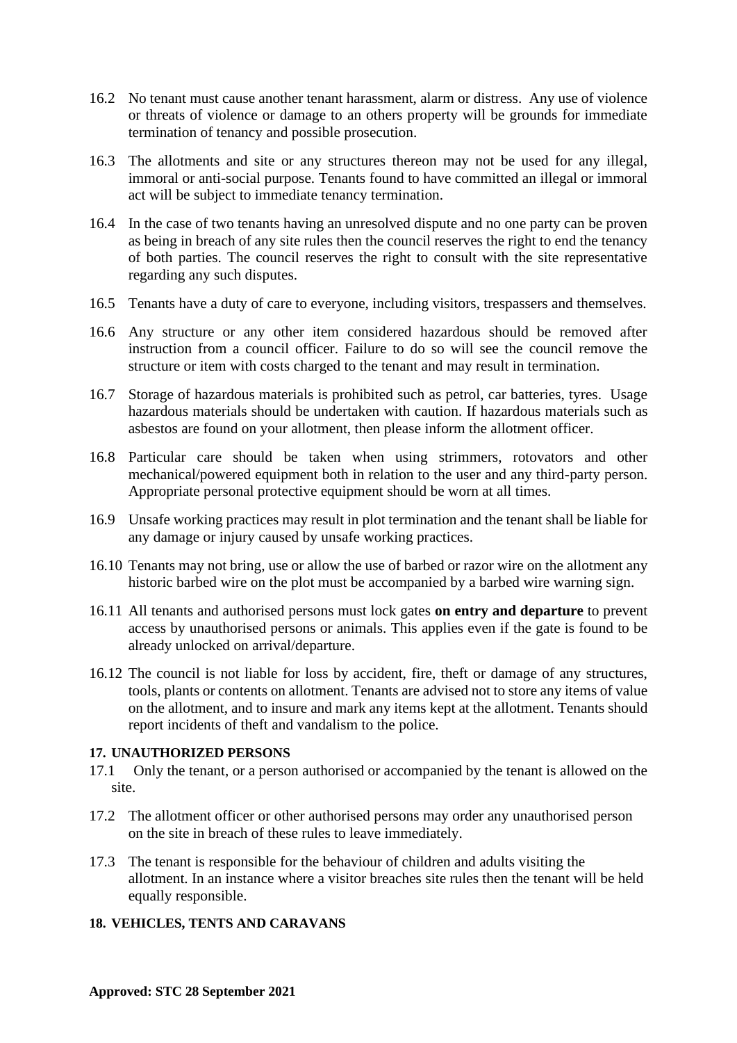16.2 No tenant must cause another tenant harassment, alarm or distress. Any use of violence or threats of violence or damage to an others property will be grounds for immediate termination of tenancy and possible prosecution.

16.3 The allotments and site or any structures thereon may not be used for any illegal, immoral or anti-social purpose. Tenants found to have committed an illegal or immoral act will be subject to immediate tenancy termination.

16.4 In the case of two tenants having an unresolved dispute and no one party can be proven as being in breach of any site rules then the council reserves the right to end the tenancy of both parties. The council reserves the right to consult with the site representative regarding any such disputes.

16.5 Tenants have a duty of care to everyone, including visitors, trespassers and themselves.

16.6 Any structure or any other item considered hazardous should be removed after instruction from a council officer. Failure to do so will see the council remove the structure or item with costs charged to the tenant and may result in termination.

16.7 Storage of hazardous materials is prohibited such as petrol, car batteries, tyres. Usage hazardous materials should be undertaken with caution. If hazardous materials such as asbestos are found on your allotment, then please inform the allotment officer.

16.8 Particular care should be taken when using strimmers, rotovators and other mechanical/powered equipment both in relation to the user and any third-party person. Appropriate personal protective equipment should be worn at all times.

16.9 Unsafe working practices may result in plot termination and the tenant shall be liable for any damage or injury caused by unsafe working practices.

16.10 Tenants may not bring, use or allow the use of barbed or razor wire on the allotment any historic barbed wire on the plot must be accompanied by a barbed wire warning sign.

16.11 All tenants and authorised persons must lock gates **on entry and departure** to prevent access by unauthorised persons or animals. This applies even if the gate is found to be already unlocked on arrival/departure.

16.12 The council is not liable for loss by accident, fire, theft or damage of any structures, tools, plants or contents on allotment. Tenants are advised not to store any items of value on the allotment, and to insure and mark any items kept at the allotment. Tenants should report incidents of theft and vandalism to the police.

## 17. UNAUTHORIZED PERSONS

17.1 Only the tenant, or a person authorised or accompanied by the tenant is allowed on the site.

17.2 The allotment officer or other authorised persons may order any unauthorised person on the site in breach of these rules to leave immediately.

17.3 The tenant is responsible for the behaviour of children and adults visiting the allotment. In an instance where a visitor breaches site rules then the tenant will be held equally responsible.

## 18. VEHICLES, TENTS AND CARAVANS

**Approved: STC 28 September 2021**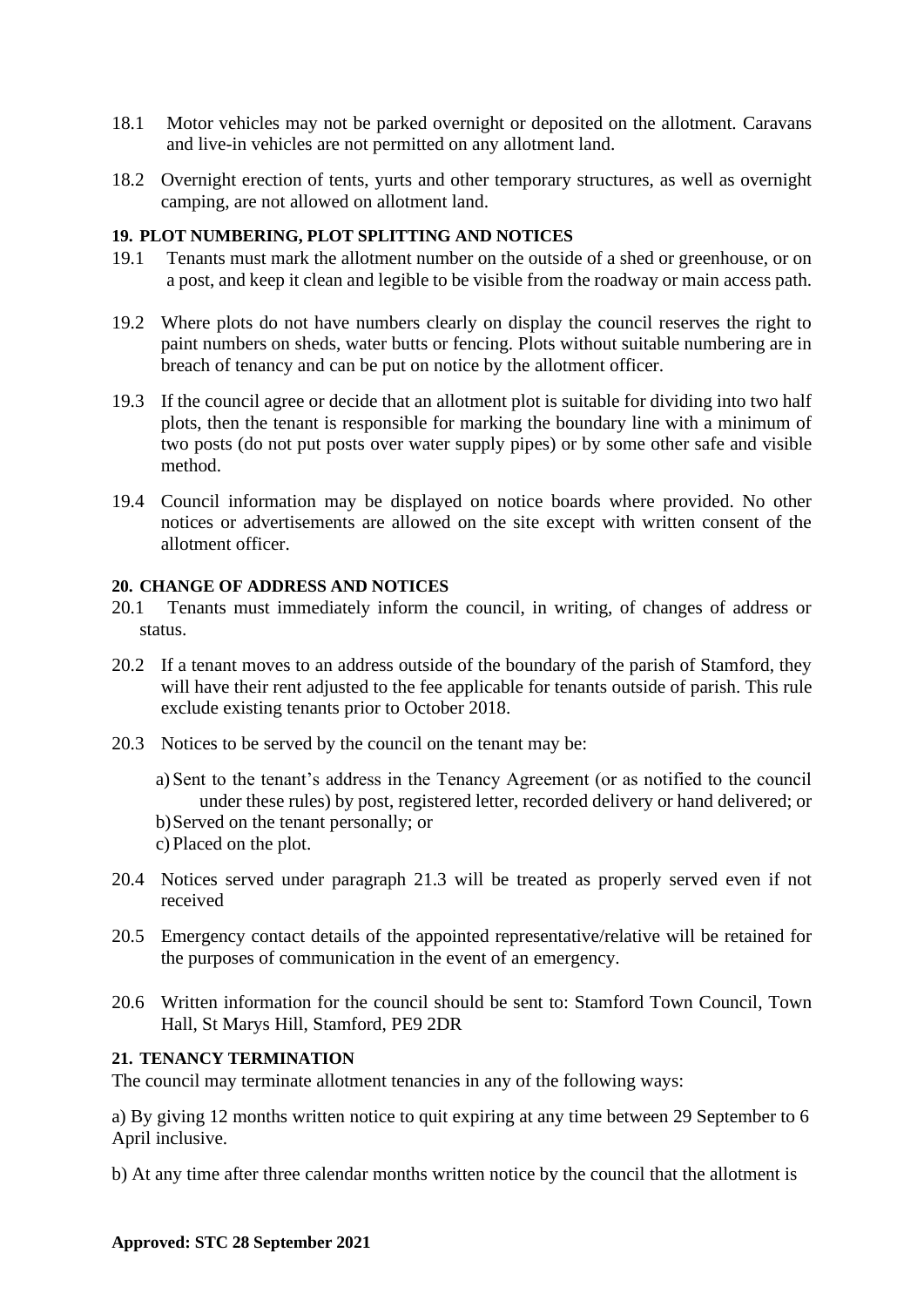18.1 Motor vehicles may not be parked overnight or deposited on the allotment. Caravans and live-in vehicles are not permitted on any allotment land.

18.2 Overnight erection of tents, yurts and other temporary structures, as well as overnight camping, are not allowed on allotment land.

**19. PLOT NUMBERING, PLOT SPLITTING AND NOTICES**

19.1 Tenants must mark the allotment number on the outside of a shed or greenhouse, or on a post, and keep it clean and legible to be visible from the roadway or main access path.

19.2 Where plots do not have numbers clearly on display the council reserves the right to paint numbers on sheds, water butts or fencing. Plots without suitable numbering are in breach of tenancy and can be put on notice by the allotment officer.

19.3 If the council agree or decide that an allotment plot is suitable for dividing into two half plots, then the tenant is responsible for marking the boundary line with a minimum of two posts (do not put posts over water supply pipes) or by some other safe and visible method.

19.4 Council information may be displayed on notice boards where provided. No other notices or advertisements are allowed on the site except with written consent of the allotment officer.

**20. CHANGE OF ADDRESS AND NOTICES**

20.1 Tenants must immediately inform the council, in writing, of changes of address or status.

20.2 If a tenant moves to an address outside of the boundary of the parish of Stamford, they will have their rent adjusted to the fee applicable for tenants outside of parish. This rule exclude existing tenants prior to October 2018.

20.3 Notices to be served by the council on the tenant may be:

a) Sent to the tenant's address in the Tenancy Agreement (or as notified to the council under these rules) by post, registered letter, recorded delivery or hand delivered; or
b) Served on the tenant personally; or
c) Placed on the plot.

20.4 Notices served under paragraph 21.3 will be treated as properly served even if not received

20.5 Emergency contact details of the appointed representative/relative will be retained for the purposes of communication in the event of an emergency.

20.6 Written information for the council should be sent to: Stamford Town Council, Town Hall, St Marys Hill, Stamford, PE9 2DR

**21. TENANCY TERMINATION**

The council may terminate allotment tenancies in any of the following ways:

a) By giving 12 months written notice to quit expiring at any time between 29 September to 6 April inclusive.

b) At any time after three calendar months written notice by the council that the allotment is

**Approved: STC 28 September 2021**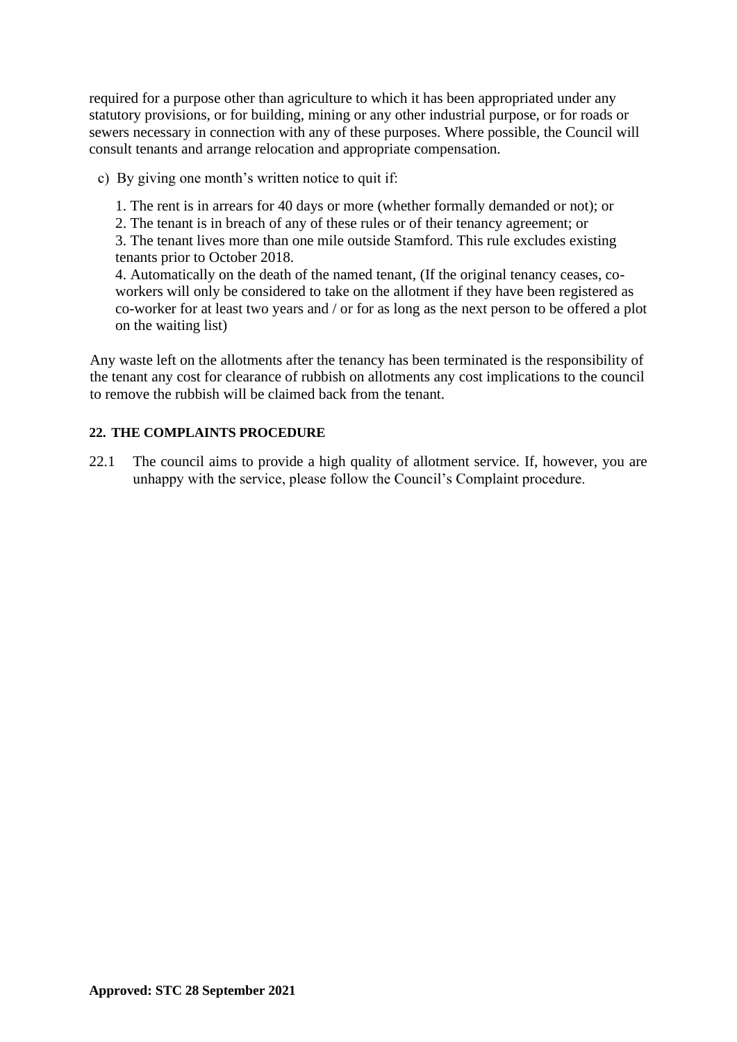required for a purpose other than agriculture to which it has been appropriated under any statutory provisions, or for building, mining or any other industrial purpose, or for roads or sewers necessary in connection with any of these purposes. Where possible, the Council will consult tenants and arrange relocation and appropriate compensation.

c) By giving one month's written notice to quit if:

1. The rent is in arrears for 40 days or more (whether formally demanded or not); or
2. The tenant is in breach of any of these rules or of their tenancy agreement; or
3. The tenant lives more than one mile outside Stamford. This rule excludes existing tenants prior to October 2018.
4. Automatically on the death of the named tenant, (If the original tenancy ceases, co-workers will only be considered to take on the allotment if they have been registered as co-worker for at least two years and / or for as long as the next person to be offered a plot on the waiting list)

Any waste left on the allotments after the tenancy has been terminated is the responsibility of the tenant any cost for clearance of rubbish on allotments any cost implications to the council to remove the rubbish will be claimed back from the tenant.

## 22. THE COMPLAINTS PROCEDURE

22.1 The council aims to provide a high quality of allotment service. If, however, you are unhappy with the service, please follow the Council's Complaint procedure.

**Approved: STC 28 September 2021**